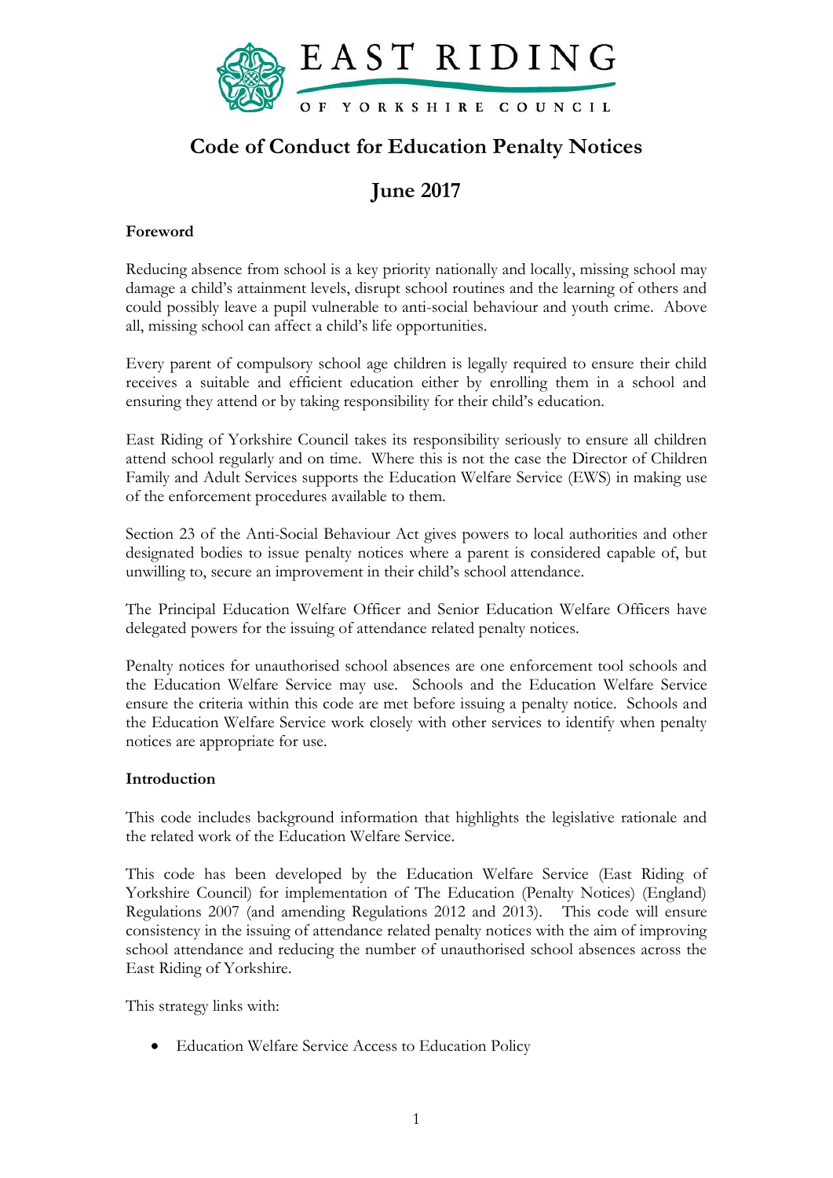EAST RIDING OF YORKSHIRE COUNCIL

# Code of Conduct for Education Penalty Notices

## June 2017

**Foreword**

Reducing absence from school is a key priority nationally and locally, missing school may damage a child's attainment levels, disrupt school routines and the learning of others and could possibly leave a pupil vulnerable to anti-social behaviour and youth crime. Above all, missing school can affect a child's life opportunities.

Every parent of compulsory school age children is legally required to ensure their child receives a suitable and efficient education either by enrolling them in a school and ensuring they attend or by taking responsibility for their child's education.

East Riding of Yorkshire Council takes its responsibility seriously to ensure all children attend school regularly and on time. Where this is not the case the Director of Children Family and Adult Services supports the Education Welfare Service (EWS) in making use of the enforcement procedures available to them.

Section 23 of the Anti-Social Behaviour Act gives powers to local authorities and other designated bodies to issue penalty notices where a parent is considered capable of, but unwilling to, secure an improvement in their child's school attendance.

The Principal Education Welfare Officer and Senior Education Welfare Officers have delegated powers for the issuing of attendance related penalty notices.

Penalty notices for unauthorised school absences are one enforcement tool schools and the Education Welfare Service may use. Schools and the Education Welfare Service ensure the criteria within this code are met before issuing a penalty notice. Schools and the Education Welfare Service work closely with other services to identify when penalty notices are appropriate for use.

**Introduction**

This code includes background information that highlights the legislative rationale and the related work of the Education Welfare Service.

This code has been developed by the Education Welfare Service (East Riding of Yorkshire Council) for implementation of The Education (Penalty Notices) (England) Regulations 2007 (and amending Regulations 2012 and 2013). This code will ensure consistency in the issuing of attendance related penalty notices with the aim of improving school attendance and reducing the number of unauthorised school absences across the East Riding of Yorkshire.

This strategy links with:

- Education Welfare Service Access to Education Policy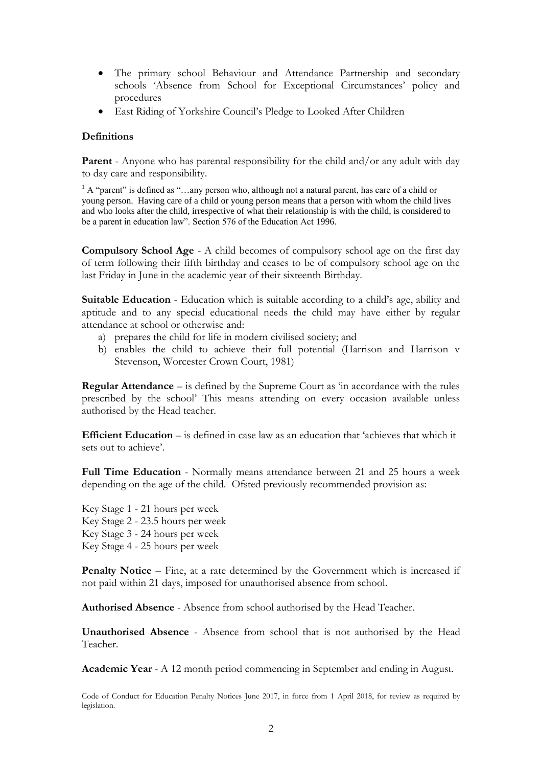- The primary school Behaviour and Attendance Partnership and secondary schools 'Absence from School for Exceptional Circumstances' policy and procedures
- East Riding of Yorkshire Council's Pledge to Looked After Children

**Definitions**

**Parent** - Anyone who has parental responsibility for the child and/or any adult with day to day care and responsibility.

[1] A "parent" is defined as "…any person who, although not a natural parent, has care of a child or young person. Having care of a child or young person means that a person with whom the child lives and who looks after the child, irrespective of what their relationship is with the child, is considered to be a parent in education law". Section 576 of the Education Act 1996.

**Compulsory School Age** - A child becomes of compulsory school age on the first day of term following their fifth birthday and ceases to be of compulsory school age on the last Friday in June in the academic year of their sixteenth Birthday.

**Suitable Education** - Education which is suitable according to a child's age, ability and aptitude and to any special educational needs the child may have either by regular attendance at school or otherwise and:

a) prepares the child for life in modern civilised society; and
b) enables the child to achieve their full potential (Harrison and Harrison v Stevenson, Worcester Crown Court, 1981)

**Regular Attendance** – is defined by the Supreme Court as 'in accordance with the rules prescribed by the school' This means attending on every occasion available unless authorised by the Head teacher.

**Efficient Education** – is defined in case law as an education that 'achieves that which it sets out to achieve'.

**Full Time Education** - Normally means attendance between 21 and 25 hours a week depending on the age of the child. Ofsted previously recommended provision as:

Key Stage 1 - 21 hours per week
Key Stage 2 - 23.5 hours per week
Key Stage 3 - 24 hours per week
Key Stage 4 - 25 hours per week

**Penalty Notice** – Fine, at a rate determined by the Government which is increased if not paid within 21 days, imposed for unauthorised absence from school.

**Authorised Absence** - Absence from school authorised by the Head Teacher.

**Unauthorised Absence** - Absence from school that is not authorised by the Head Teacher.

**Academic Year** - A 12 month period commencing in September and ending in August.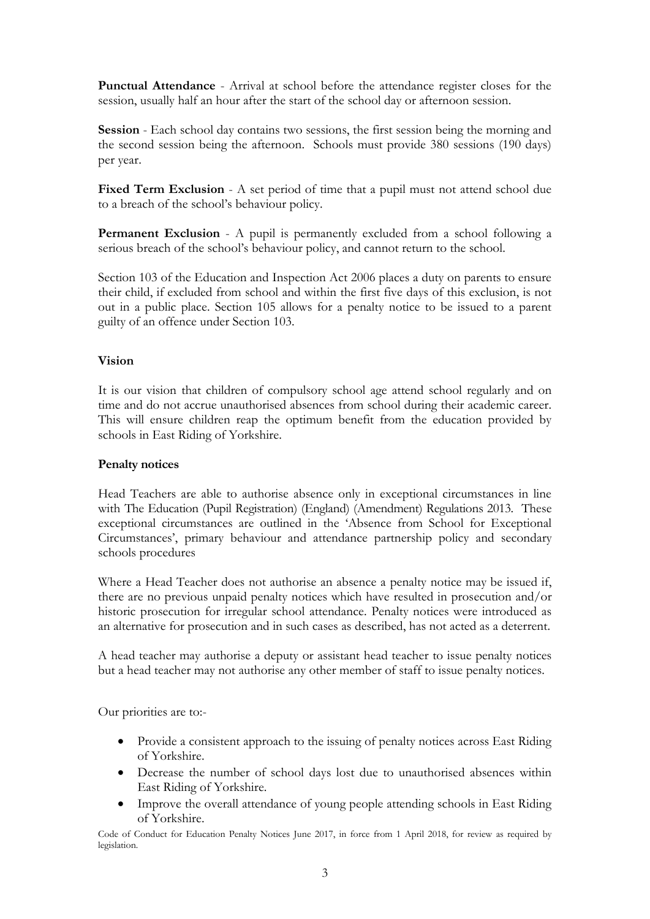**Punctual Attendance** - Arrival at school before the attendance register closes for the session, usually half an hour after the start of the school day or afternoon session.

**Session** - Each school day contains two sessions, the first session being the morning and the second session being the afternoon. Schools must provide 380 sessions (190 days) per year.

**Fixed Term Exclusion** - A set period of time that a pupil must not attend school due to a breach of the school's behaviour policy.

**Permanent Exclusion** - A pupil is permanently excluded from a school following a serious breach of the school's behaviour policy, and cannot return to the school.

Section 103 of the Education and Inspection Act 2006 places a duty on parents to ensure their child, if excluded from school and within the first five days of this exclusion, is not out in a public place. Section 105 allows for a penalty notice to be issued to a parent guilty of an offence under Section 103.

**Vision**

It is our vision that children of compulsory school age attend school regularly and on time and do not accrue unauthorised absences from school during their academic career. This will ensure children reap the optimum benefit from the education provided by schools in East Riding of Yorkshire.

**Penalty notices**

Head Teachers are able to authorise absence only in exceptional circumstances in line with The Education (Pupil Registration) (England) (Amendment) Regulations 2013. These exceptional circumstances are outlined in the 'Absence from School for Exceptional Circumstances', primary behaviour and attendance partnership policy and secondary schools procedures

Where a Head Teacher does not authorise an absence a penalty notice may be issued if, there are no previous unpaid penalty notices which have resulted in prosecution and/or historic prosecution for irregular school attendance. Penalty notices were introduced as an alternative for prosecution and in such cases as described, has not acted as a deterrent.

A head teacher may authorise a deputy or assistant head teacher to issue penalty notices but a head teacher may not authorise any other member of staff to issue penalty notices.

Our priorities are to:-

- Provide a consistent approach to the issuing of penalty notices across East Riding of Yorkshire.
- Decrease the number of school days lost due to unauthorised absences within East Riding of Yorkshire.
- Improve the overall attendance of young people attending schools in East Riding of Yorkshire.

Code of Conduct for Education Penalty Notices June 2017, in force from 1 April 2018, for review as required by legislation.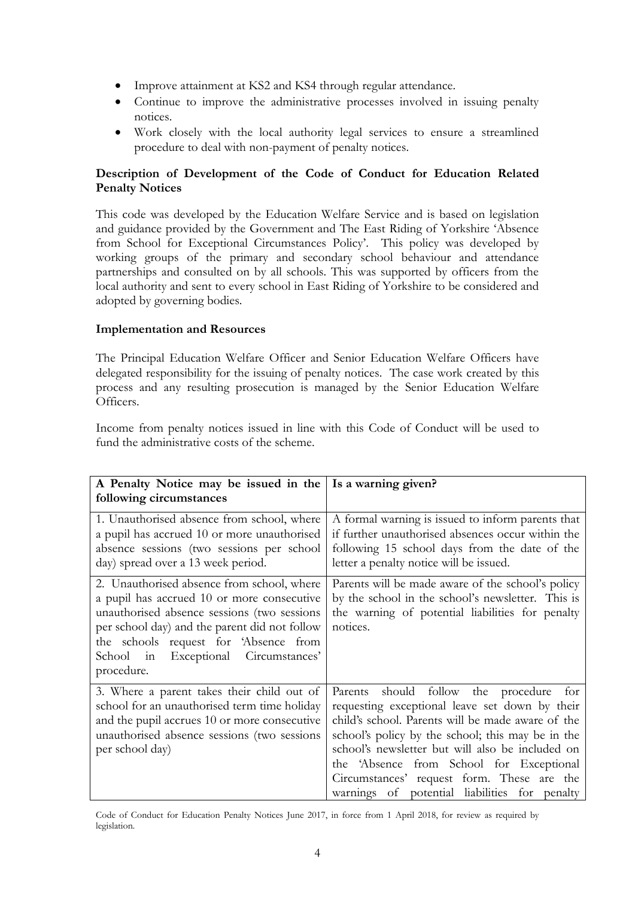- Improve attainment at KS2 and KS4 through regular attendance.
- Continue to improve the administrative processes involved in issuing penalty notices.
- Work closely with the local authority legal services to ensure a streamlined procedure to deal with non-payment of penalty notices.

**Description of Development of the Code of Conduct for Education Related Penalty Notices**

This code was developed by the Education Welfare Service and is based on legislation and guidance provided by the Government and The East Riding of Yorkshire 'Absence from School for Exceptional Circumstances Policy'. This policy was developed by working groups of the primary and secondary school behaviour and attendance partnerships and consulted on by all schools. This was supported by officers from the local authority and sent to every school in East Riding of Yorkshire to be considered and adopted by governing bodies.

**Implementation and Resources**

The Principal Education Welfare Officer and Senior Education Welfare Officers have delegated responsibility for the issuing of penalty notices. The case work created by this process and any resulting prosecution is managed by the Senior Education Welfare Officers.

Income from penalty notices issued in line with this Code of Conduct will be used to fund the administrative costs of the scheme.

| **A Penalty Notice may be issued in the following circumstances** | **Is a warning given?** |
|---|---|
| 1. Unauthorised absence from school, where a pupil has accrued 10 or more unauthorised absence sessions (two sessions per school day) spread over a 13 week period. | A formal warning is issued to inform parents that if further unauthorised absences occur within the following 15 school days from the date of the letter a penalty notice will be issued. |
| 2. Unauthorised absence from school, where a pupil has accrued 10 or more consecutive unauthorised absence sessions (two sessions per school day) and the parent did not follow the schools request for 'Absence from School in Exceptional Circumstances' procedure. | Parents will be made aware of the school's policy by the school in the school's newsletter. This is the warning of potential liabilities for penalty notices. |
| 3. Where a parent takes their child out of school for an unauthorised term time holiday and the pupil accrues 10 or more consecutive unauthorised absence sessions (two sessions per school day) | Parents should follow the procedure for requesting exceptional leave set down by their child's school. Parents will be made aware of the school's policy by the school; this may be in the school's newsletter but will also be included on the 'Absence from School for Exceptional Circumstances' request form. These are the warnings of potential liabilities for penalty |

Code of Conduct for Education Penalty Notices June 2017, in force from 1 April 2018, for review as required by legislation.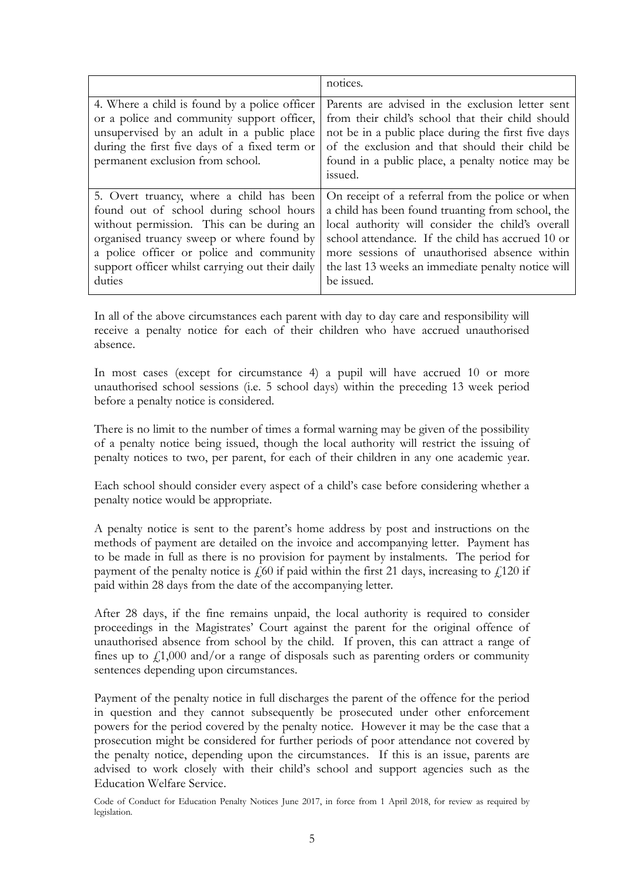| | |
|---|---|
| | notices. |
| 4. Where a child is found by a police officer or a police and community support officer, unsupervised by an adult in a public place during the first five days of a fixed term or permanent exclusion from school. | Parents are advised in the exclusion letter sent from their child's school that their child should not be in a public place during the first five days of the exclusion and that should their child be found in a public place, a penalty notice may be issued. |
| 5. Overt truancy, where a child has been found out of school during school hours without permission. This can be during an organised truancy sweep or where found by a police officer or police and community support officer whilst carrying out their daily duties | On receipt of a referral from the police or when a child has been found truanting from school, the local authority will consider the child's overall school attendance. If the child has accrued 10 or more sessions of unauthorised absence within the last 13 weeks an immediate penalty notice will be issued. |

In all of the above circumstances each parent with day to day care and responsibility will receive a penalty notice for each of their children who have accrued unauthorised absence.

In most cases (except for circumstance 4) a pupil will have accrued 10 or more unauthorised school sessions (i.e. 5 school days) within the preceding 13 week period before a penalty notice is considered.

There is no limit to the number of times a formal warning may be given of the possibility of a penalty notice being issued, though the local authority will restrict the issuing of penalty notices to two, per parent, for each of their children in any one academic year.

Each school should consider every aspect of a child's case before considering whether a penalty notice would be appropriate.

A penalty notice is sent to the parent's home address by post and instructions on the methods of payment are detailed on the invoice and accompanying letter. Payment has to be made in full as there is no provision for payment by instalments. The period for payment of the penalty notice is £60 if paid within the first 21 days, increasing to £120 if paid within 28 days from the date of the accompanying letter.

After 28 days, if the fine remains unpaid, the local authority is required to consider proceedings in the Magistrates' Court against the parent for the original offence of unauthorised absence from school by the child. If proven, this can attract a range of fines up to £1,000 and/or a range of disposals such as parenting orders or community sentences depending upon circumstances.

Payment of the penalty notice in full discharges the parent of the offence for the period in question and they cannot subsequently be prosecuted under other enforcement powers for the period covered by the penalty notice. However it may be the case that a prosecution might be considered for further periods of poor attendance not covered by the penalty notice, depending upon the circumstances. If this is an issue, parents are advised to work closely with their child's school and support agencies such as the Education Welfare Service.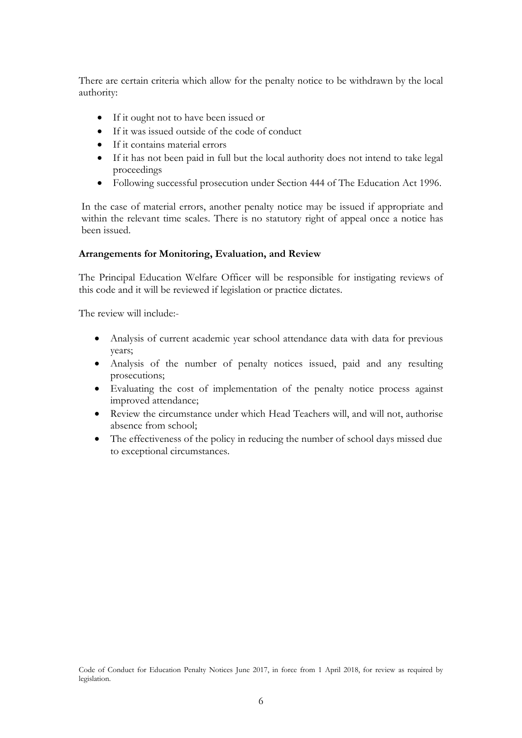There are certain criteria which allow for the penalty notice to be withdrawn by the local authority:

- If it ought not to have been issued or
- If it was issued outside of the code of conduct
- If it contains material errors
- If it has not been paid in full but the local authority does not intend to take legal proceedings
- Following successful prosecution under Section 444 of The Education Act 1996.

In the case of material errors, another penalty notice may be issued if appropriate and within the relevant time scales. There is no statutory right of appeal once a notice has been issued.

**Arrangements for Monitoring, Evaluation, and Review**

The Principal Education Welfare Officer will be responsible for instigating reviews of this code and it will be reviewed if legislation or practice dictates.

The review will include:-

- Analysis of current academic year school attendance data with data for previous years;
- Analysis of the number of penalty notices issued, paid and any resulting prosecutions;
- Evaluating the cost of implementation of the penalty notice process against improved attendance;
- Review the circumstance under which Head Teachers will, and will not, authorise absence from school;
- The effectiveness of the policy in reducing the number of school days missed due to exceptional circumstances.

Code of Conduct for Education Penalty Notices June 2017, in force from 1 April 2018, for review as required by legislation.